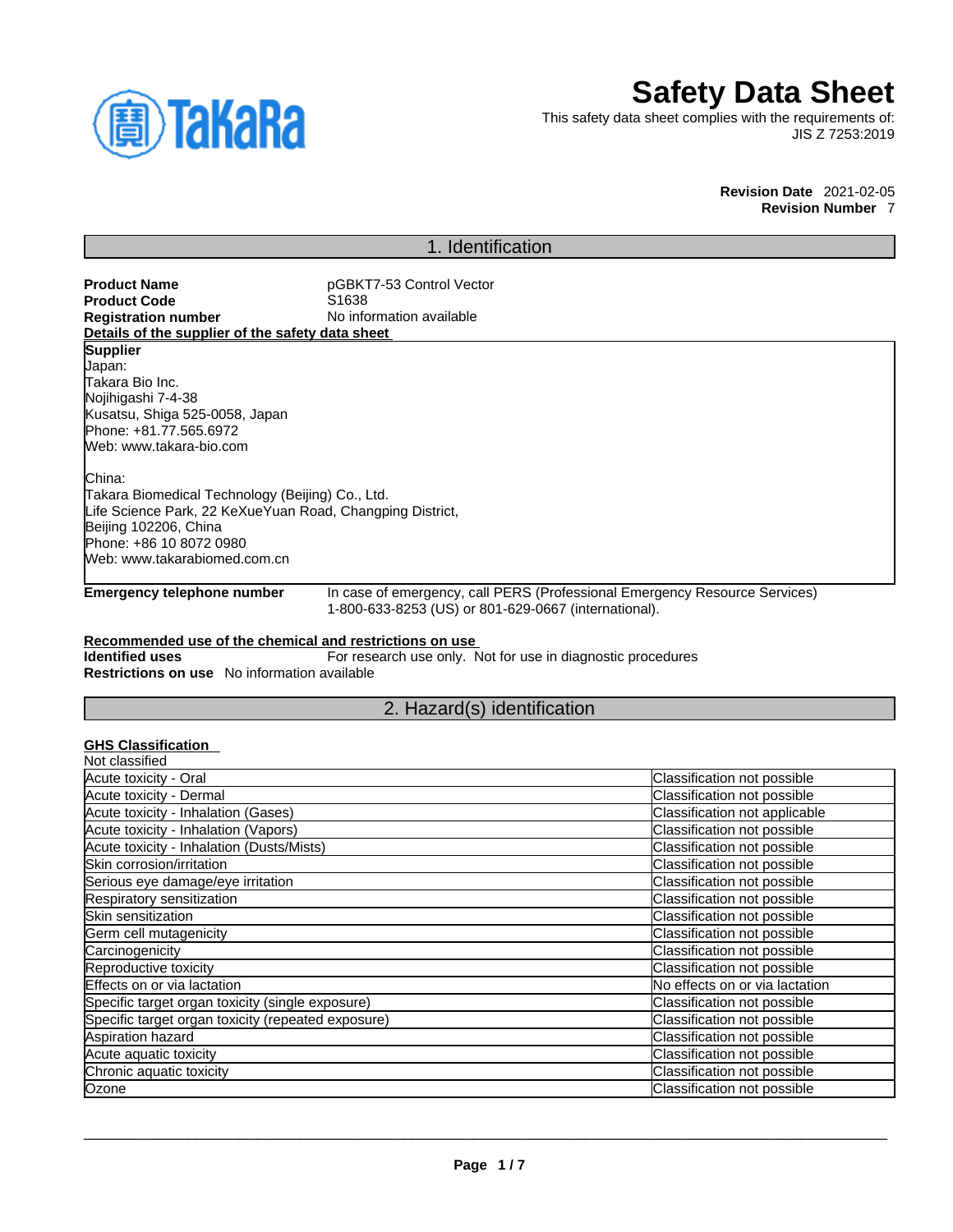# Safety Data Sheet

This safety data sheet complies with the requirements of:
JIS Z 7253:2019

**Revision Date** 2021-02-05
**Revision Number** 7

## 1. Identification

**Product Name** pGBKT7-53 Control Vector
**Product Code** S1638
**Registration number** No information available

**Details of the supplier of the safety data sheet**

**Supplier**
Japan:
Takara Bio Inc.
Nojihigashi 7-4-38
Kusatsu, Shiga 525-0058, Japan
Phone: +81.77.565.6972
Web: www.takara-bio.com

China:
Takara Biomedical Technology (Beijing) Co., Ltd.
Life Science Park, 22 KeXueYuan Road, Changping District,
Beijing 102206, China
Phone: +86 10 8072 0980
Web: www.takarabiomed.com.cn

**Emergency telephone number** In case of emergency, call PERS (Professional Emergency Resource Services) 1-800-633-8253 (US) or 801-629-0667 (international).

**Recommended use of the chemical and restrictions on use**
**Identified uses** For research use only. Not for use in diagnostic procedures
**Restrictions on use** No information available

## 2. Hazard(s) identification

**GHS Classification**

Not classified

| | |
|---|---|
| Acute toxicity - Oral | Classification not possible |
| Acute toxicity - Dermal | Classification not possible |
| Acute toxicity - Inhalation (Gases) | Classification not applicable |
| Acute toxicity - Inhalation (Vapors) | Classification not possible |
| Acute toxicity - Inhalation (Dusts/Mists) | Classification not possible |
| Skin corrosion/irritation | Classification not possible |
| Serious eye damage/eye irritation | Classification not possible |
| Respiratory sensitization | Classification not possible |
| Skin sensitization | Classification not possible |
| Germ cell mutagenicity | Classification not possible |
| Carcinogenicity | Classification not possible |
| Reproductive toxicity | Classification not possible |
| Effects on or via lactation | No effects on or via lactation |
| Specific target organ toxicity (single exposure) | Classification not possible |
| Specific target organ toxicity (repeated exposure) | Classification not possible |
| Aspiration hazard | Classification not possible |
| Acute aquatic toxicity | Classification not possible |
| Chronic aquatic toxicity | Classification not possible |
| Ozone | Classification not possible |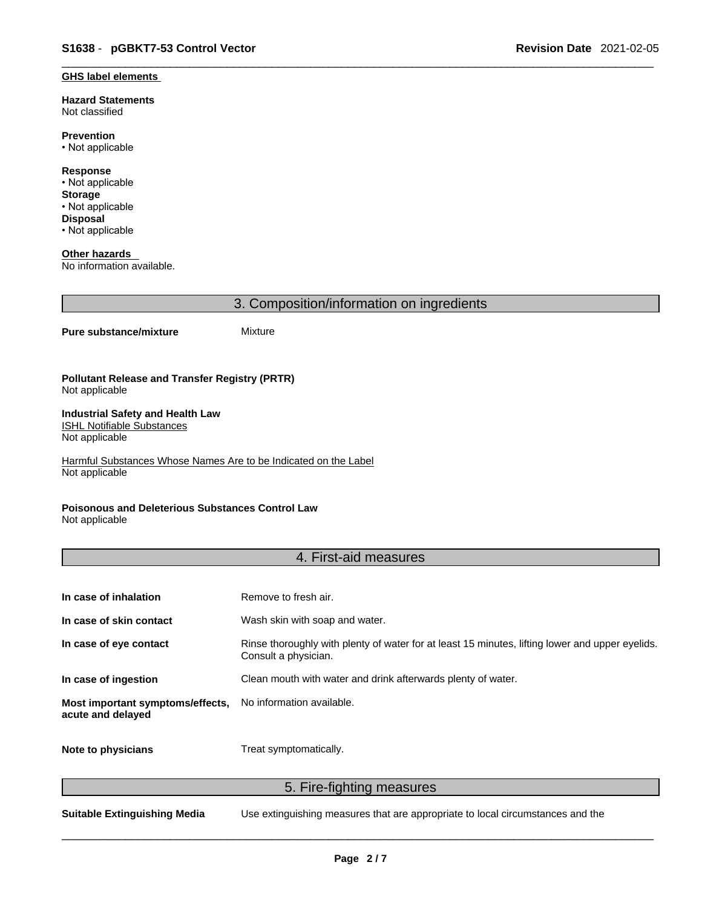**GHS label elements**

**Hazard Statements**
Not classified

**Prevention**
• Not applicable

**Response**
• Not applicable
**Storage**
• Not applicable
**Disposal**
• Not applicable

**Other hazards**
No information available.

## 3. Composition/information on ingredients

**Pure substance/mixture** Mixture

**Pollutant Release and Transfer Registry (PRTR)**
Not applicable

**Industrial Safety and Health Law**
ISHL Notifiable Substances
Not applicable

Harmful Substances Whose Names Are to be Indicated on the Label
Not applicable

**Poisonous and Deleterious Substances Control Law**
Not applicable

## 4. First-aid measures

| | |
|---|---|
| **In case of inhalation** | Remove to fresh air. |
| **In case of skin contact** | Wash skin with soap and water. |
| **In case of eye contact** | Rinse thoroughly with plenty of water for at least 15 minutes, lifting lower and upper eyelids. Consult a physician. |
| **In case of ingestion** | Clean mouth with water and drink afterwards plenty of water. |
| **Most important symptoms/effects, acute and delayed** | No information available. |
| **Note to physicians** | Treat symptomatically. |

## 5. Fire-fighting measures

**Suitable Extinguishing Media** Use extinguishing measures that are appropriate to local circumstances and the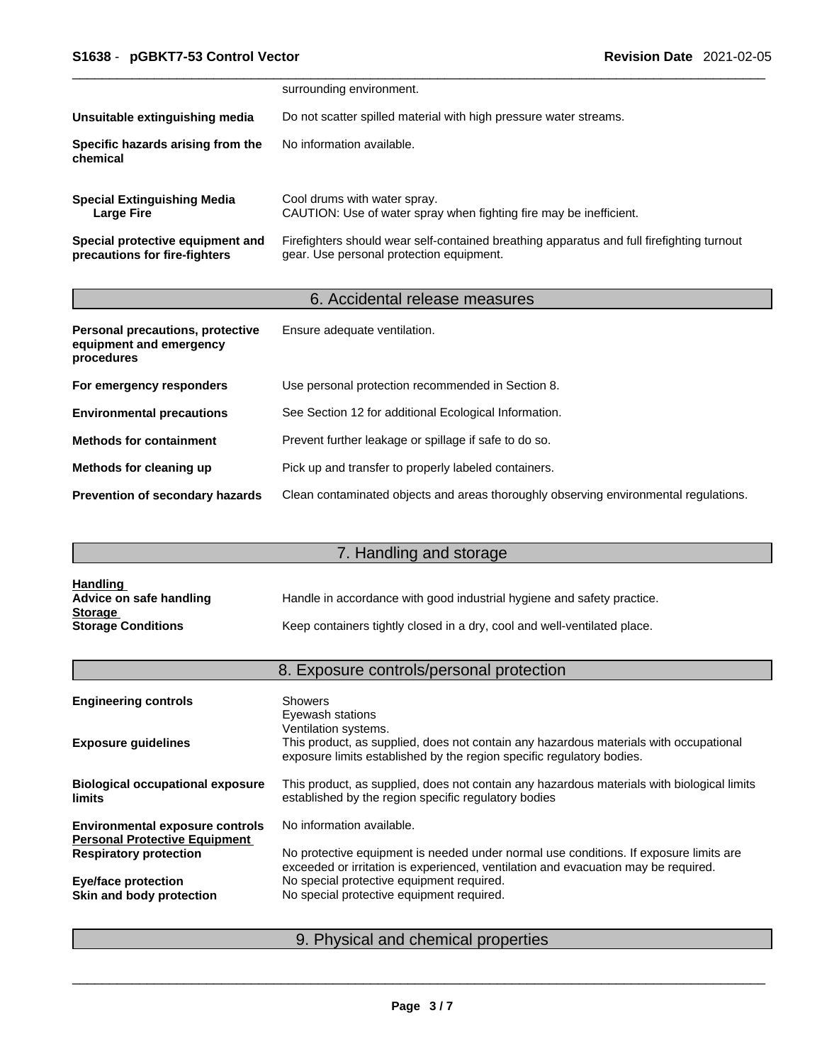| | |
|---|---|
| | surrounding environment. |
| **Unsuitable extinguishing media** | Do not scatter spilled material with high pressure water streams. |
| **Specific hazards arising from the chemical** | No information available. |
| **Special Extinguishing Media**<br>**Large Fire** | Cool drums with water spray.<br>CAUTION: Use of water spray when fighting fire may be inefficient. |
| **Special protective equipment and precautions for fire-fighters** | Firefighters should wear self-contained breathing apparatus and full firefighting turnout gear. Use personal protection equipment. |

## 6. Accidental release measures

| | |
|---|---|
| **Personal precautions, protective equipment and emergency procedures** | Ensure adequate ventilation. |
| **For emergency responders** | Use personal protection recommended in Section 8. |
| **Environmental precautions** | See Section 12 for additional Ecological Information. |
| **Methods for containment** | Prevent further leakage or spillage if safe to do so. |
| **Methods for cleaning up** | Pick up and transfer to properly labeled containers. |
| **Prevention of secondary hazards** | Clean contaminated objects and areas thoroughly observing environmental regulations. |

## 7. Handling and storage

**Handling**

| | |
|---|---|
| **Advice on safe handling** | Handle in accordance with good industrial hygiene and safety practice. |

**Storage**

| | |
|---|---|
| **Storage Conditions** | Keep containers tightly closed in a dry, cool and well-ventilated place. |

## 8. Exposure controls/personal protection

| | |
|---|---|
| **Engineering controls** | Showers<br>Eyewash stations<br>Ventilation systems. |
| **Exposure guidelines** | This product, as supplied, does not contain any hazardous materials with occupational exposure limits established by the region specific regulatory bodies. |
| **Biological occupational exposure limits** | This product, as supplied, does not contain any hazardous materials with biological limits established by the region specific regulatory bodies |
| **Environmental exposure controls** | No information available. |

**Personal Protective Equipment**

| | |
|---|---|
| **Respiratory protection** | No protective equipment is needed under normal use conditions. If exposure limits are exceeded or irritation is experienced, ventilation and evacuation may be required. |
| **Eye/face protection** | No special protective equipment required. |
| **Skin and body protection** | No special protective equipment required. |

## 9. Physical and chemical properties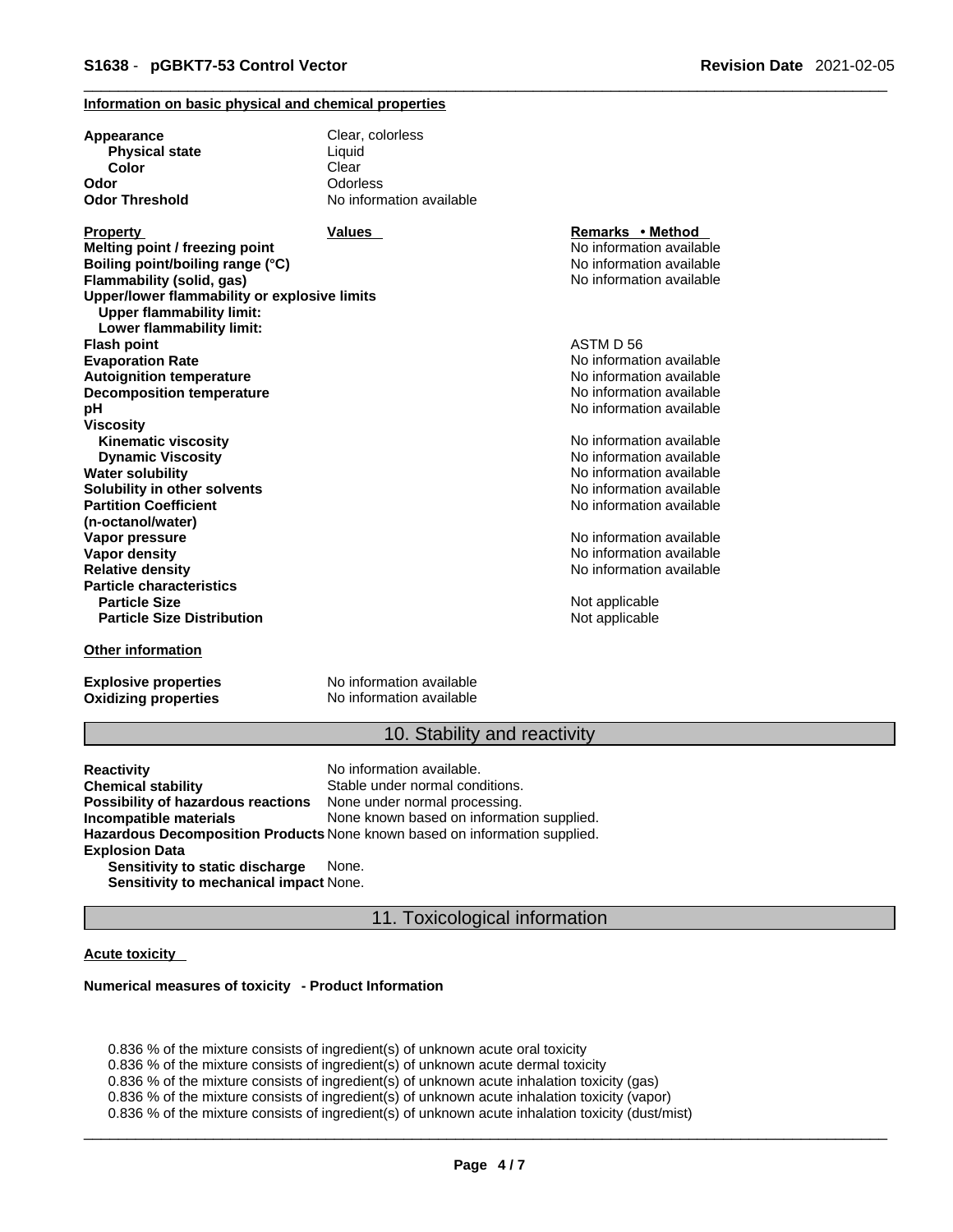### Information on basic physical and chemical properties

| | |
|---|---|
| **Appearance** | Clear, colorless |
| **Physical state** | Liquid |
| **Color** | Clear |
| **Odor** | Odorless |
| **Odor Threshold** | No information available |

| Property | Values | Remarks • Method |
|---|---|---|
| **Melting point / freezing point** | | No information available |
| **Boiling point/boiling range (°C)** | | No information available |
| **Flammability (solid, gas)** | | No information available |
| **Upper/lower flammability or explosive limits** | | |
| **Upper flammability limit:** | | |
| **Lower flammability limit:** | | |
| **Flash point** | | ASTM D 56 |
| **Evaporation Rate** | | No information available |
| **Autoignition temperature** | | No information available |
| **Decomposition temperature** | | No information available |
| **pH** | | No information available |
| **Viscosity** | | |
| **Kinematic viscosity** | | No information available |
| **Dynamic Viscosity** | | No information available |
| **Water solubility** | | No information available |
| **Solubility in other solvents** | | No information available |
| **Partition Coefficient (n-octanol/water)** | | No information available |
| **Vapor pressure** | | No information available |
| **Vapor density** | | No information available |
| **Relative density** | | No information available |
| **Particle characteristics** | | |
| **Particle Size** | | Not applicable |
| **Particle Size Distribution** | | Not applicable |

### Other information

| | |
|---|---|
| **Explosive properties** | No information available |
| **Oxidizing properties** | No information available |

## 10. Stability and reactivity

| | |
|---|---|
| **Reactivity** | No information available. |
| **Chemical stability** | Stable under normal conditions. |
| **Possibility of hazardous reactions** | None under normal processing. |
| **Incompatible materials** | None known based on information supplied. |
| **Hazardous Decomposition Products** | None known based on information supplied. |
| **Explosion Data** | |
| **Sensitivity to static discharge** | None. |
| **Sensitivity to mechanical impact** | None. |

## 11. Toxicological information

### Acute toxicity

**Numerical measures of toxicity - Product Information**

0.836 % of the mixture consists of ingredient(s) of unknown acute oral toxicity
0.836 % of the mixture consists of ingredient(s) of unknown acute dermal toxicity
0.836 % of the mixture consists of ingredient(s) of unknown acute inhalation toxicity (gas)
0.836 % of the mixture consists of ingredient(s) of unknown acute inhalation toxicity (vapor)
0.836 % of the mixture consists of ingredient(s) of unknown acute inhalation toxicity (dust/mist)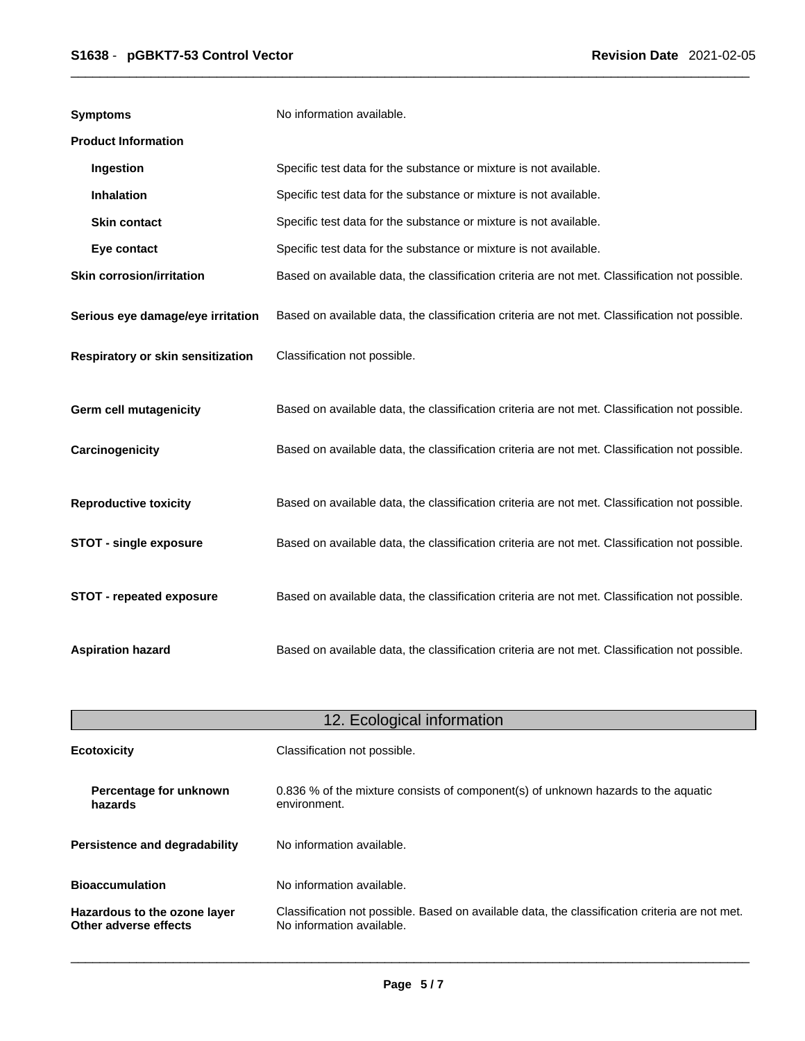**Symptoms** No information available.

**Product Information**

| | |
|---|---|
| **Ingestion** | Specific test data for the substance or mixture is not available. |
| **Inhalation** | Specific test data for the substance or mixture is not available. |
| **Skin contact** | Specific test data for the substance or mixture is not available. |
| **Eye contact** | Specific test data for the substance or mixture is not available. |
| **Skin corrosion/irritation** | Based on available data, the classification criteria are not met. Classification not possible. |
| **Serious eye damage/eye irritation** | Based on available data, the classification criteria are not met. Classification not possible. |
| **Respiratory or skin sensitization** | Classification not possible. |
| **Germ cell mutagenicity** | Based on available data, the classification criteria are not met. Classification not possible. |
| **Carcinogenicity** | Based on available data, the classification criteria are not met. Classification not possible. |
| **Reproductive toxicity** | Based on available data, the classification criteria are not met. Classification not possible. |
| **STOT - single exposure** | Based on available data, the classification criteria are not met. Classification not possible. |
| **STOT - repeated exposure** | Based on available data, the classification criteria are not met. Classification not possible. |
| **Aspiration hazard** | Based on available data, the classification criteria are not met. Classification not possible. |

## 12. Ecological information

| | |
|---|---|
| **Ecotoxicity** | Classification not possible. |
| **Percentage for unknown hazards** | 0.836 % of the mixture consists of component(s) of unknown hazards to the aquatic environment. |
| **Persistence and degradability** | No information available. |
| **Bioaccumulation** | No information available. |
| **Hazardous to the ozone layer** | Classification not possible. Based on available data, the classification criteria are not met. |
| **Other adverse effects** | No information available. |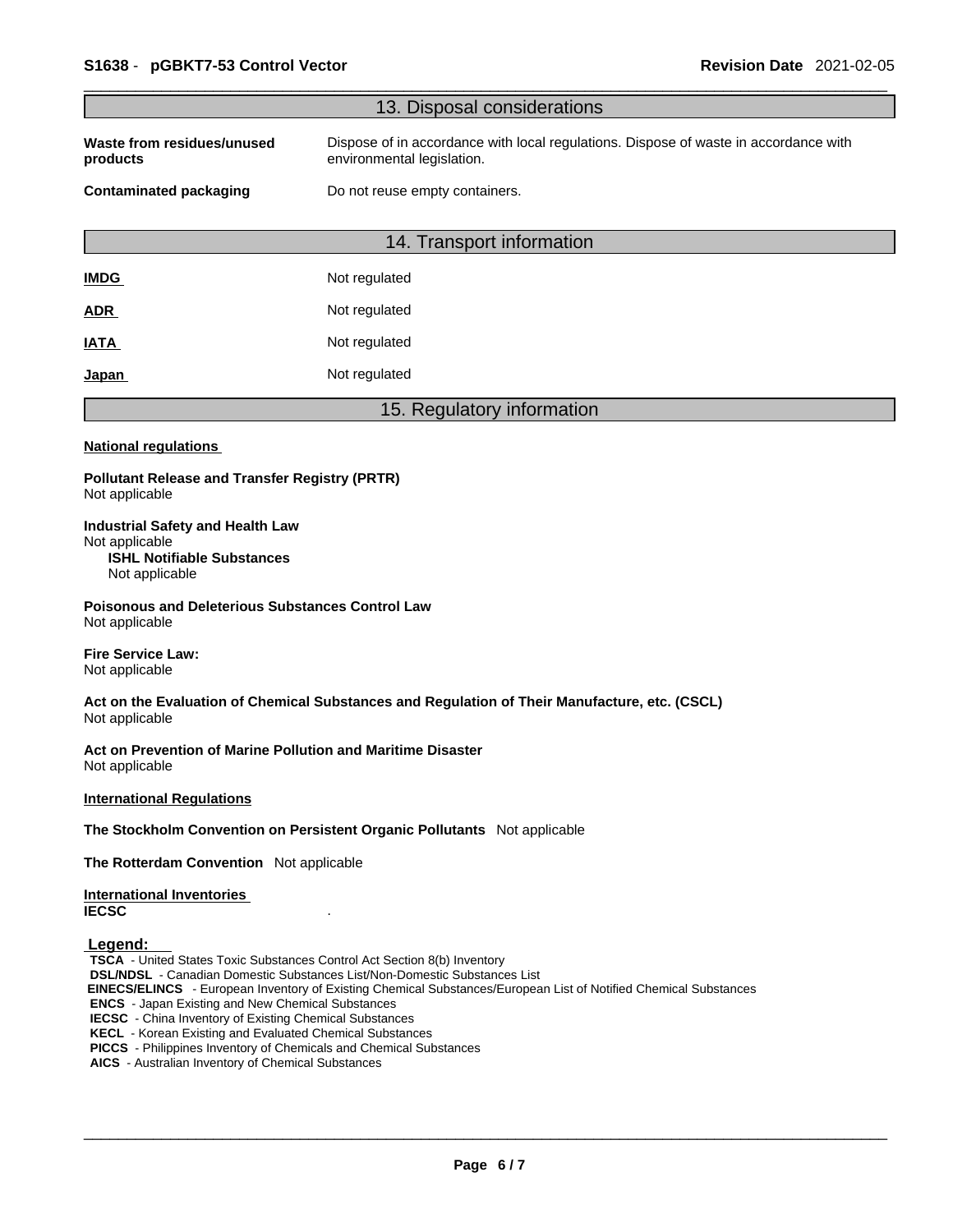## 13. Disposal considerations

| | |
|---|---|
| **Waste from residues/unused products** | Dispose of in accordance with local regulations. Dispose of waste in accordance with environmental legislation. |
| **Contaminated packaging** | Do not reuse empty containers. |

## 14. Transport information

| | |
|---|---|
| **IMDG** | Not regulated |
| **ADR** | Not regulated |
| **IATA** | Not regulated |
| **Japan** | Not regulated |

## 15. Regulatory information

**National regulations**

**Pollutant Release and Transfer Registry (PRTR)**
Not applicable

**Industrial Safety and Health Law**
Not applicable

**ISHL Notifiable Substances**
Not applicable

**Poisonous and Deleterious Substances Control Law**
Not applicable

**Fire Service Law:**
Not applicable

**Act on the Evaluation of Chemical Substances and Regulation of Their Manufacture, etc. (CSCL)**
Not applicable

**Act on Prevention of Marine Pollution and Maritime Disaster**
Not applicable

**International Regulations**

**The Stockholm Convention on Persistent Organic Pollutants** Not applicable

**The Rotterdam Convention** Not applicable

**International Inventories**

**IECSC** .

**Legend:**

**TSCA** - United States Toxic Substances Control Act Section 8(b) Inventory
**DSL/NDSL** - Canadian Domestic Substances List/Non-Domestic Substances List
**EINECS/ELINCS** - European Inventory of Existing Chemical Substances/European List of Notified Chemical Substances
**ENCS** - Japan Existing and New Chemical Substances
**IECSC** - China Inventory of Existing Chemical Substances
**KECL** - Korean Existing and Evaluated Chemical Substances
**PICCS** - Philippines Inventory of Chemicals and Chemical Substances
**AICS** - Australian Inventory of Chemical Substances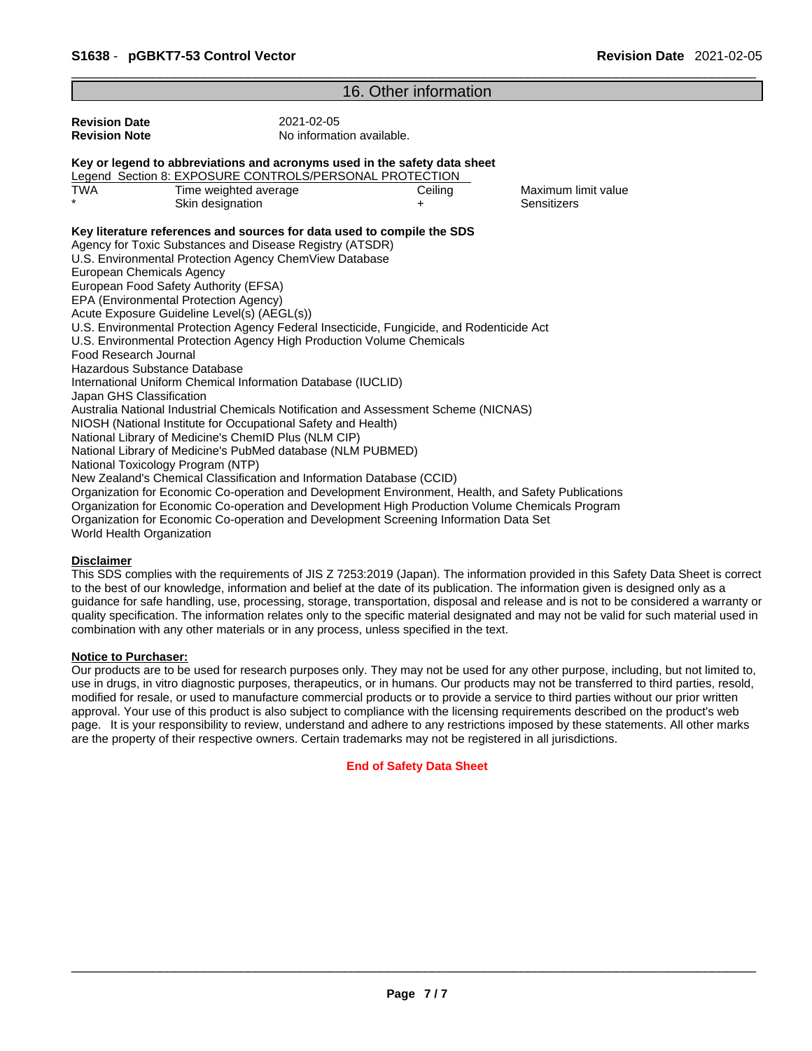## 16. Other information

| | |
|---|---|
| **Revision Date** | 2021-02-05 |
| **Revision Note** | No information available. |

**Key or legend to abbreviations and acronyms used in the safety data sheet**

Legend Section 8: EXPOSURE CONTROLS/PERSONAL PROTECTION

| | | | |
|---|---|---|---|
| TWA | Time weighted average | Ceiling | Maximum limit value |
| * | Skin designation | + | Sensitizers |

**Key literature references and sources for data used to compile the SDS**

Agency for Toxic Substances and Disease Registry (ATSDR)
U.S. Environmental Protection Agency ChemView Database
European Chemicals Agency
European Food Safety Authority (EFSA)
EPA (Environmental Protection Agency)
Acute Exposure Guideline Level(s) (AEGL(s))
U.S. Environmental Protection Agency Federal Insecticide, Fungicide, and Rodenticide Act
U.S. Environmental Protection Agency High Production Volume Chemicals
Food Research Journal
Hazardous Substance Database
International Uniform Chemical Information Database (IUCLID)
Japan GHS Classification
Australia National Industrial Chemicals Notification and Assessment Scheme (NICNAS)
NIOSH (National Institute for Occupational Safety and Health)
National Library of Medicine's ChemID Plus (NLM CIP)
National Library of Medicine's PubMed database (NLM PUBMED)
National Toxicology Program (NTP)
New Zealand's Chemical Classification and Information Database (CCID)
Organization for Economic Co-operation and Development Environment, Health, and Safety Publications
Organization for Economic Co-operation and Development High Production Volume Chemicals Program
Organization for Economic Co-operation and Development Screening Information Data Set
World Health Organization

**Disclaimer**

This SDS complies with the requirements of JIS Z 7253:2019 (Japan). The information provided in this Safety Data Sheet is correct to the best of our knowledge, information and belief at the date of its publication. The information given is designed only as a guidance for safe handling, use, processing, storage, transportation, disposal and release and is not to be considered a warranty or quality specification. The information relates only to the specific material designated and may not be valid for such material used in combination with any other materials or in any process, unless specified in the text.

**Notice to Purchaser:**

Our products are to be used for research purposes only. They may not be used for any other purpose, including, but not limited to, use in drugs, in vitro diagnostic purposes, therapeutics, or in humans. Our products may not be transferred to third parties, resold, modified for resale, or used to manufacture commercial products or to provide a service to third parties without our prior written approval. Your use of this product is also subject to compliance with the licensing requirements described on the product's web page. It is your responsibility to review, understand and adhere to any restrictions imposed by these statements. All other marks are the property of their respective owners. Certain trademarks may not be registered in all jurisdictions.

**End of Safety Data Sheet**